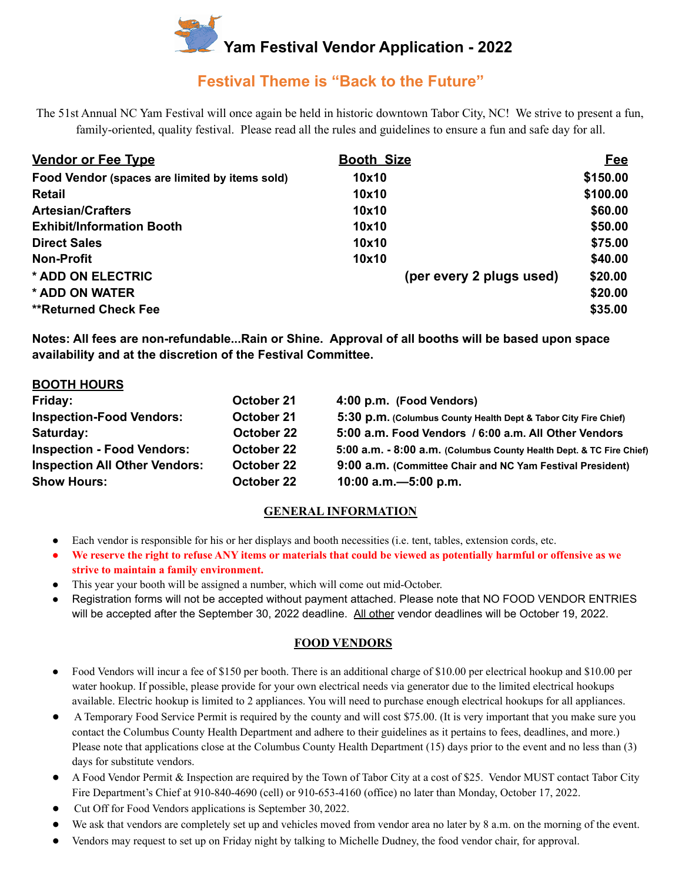# Yam Festival Vendor Application - 2022

## Festival Theme is "Back to the Future"

The 51st Annual NC Yam Festival will once again be held in historic downtown Tabor City, NC! We strive to present a fun, family-oriented, quality festival. Please read all the rules and guidelines to ensure a fun and safe day for all.

| Vendor or Fee Type | Booth Size | | Fee |
|---|---|---|---|
| **Food Vendor** (spaces are limited by items sold) | 10x10 | | $150.00 |
| **Retail** | 10x10 | | $100.00 |
| **Artesian/Crafters** | 10x10 | | $60.00 |
| **Exhibit/Information Booth** | 10x10 | | $50.00 |
| **Direct Sales** | 10x10 | | $75.00 |
| **Non-Profit** | 10x10 | | $40.00 |
| **\* ADD ON ELECTRIC** | | (per every 2 plugs used) | $20.00 |
| **\* ADD ON WATER** | | | $20.00 |
| **\*\*Returned Check Fee** | | | $35.00 |

**Notes: All fees are non-refundable...Rain or Shine. Approval of all booths will be based upon space availability and at the discretion of the Festival Committee.**

**BOOTH HOURS**

| | | |
|---|---|---|
| **Friday:** | **October 21** | **4:00 p.m. (Food Vendors)** |
| **Inspection-Food Vendors:** | **October 21** | **5:30 p.m.** (Columbus County Health Dept & Tabor City Fire Chief) |
| **Saturday:** | **October 22** | **5:00 a.m. Food Vendors / 6:00 a.m. All Other Vendors** |
| **Inspection - Food Vendors:** | **October 22** | **5:00 a.m. - 8:00 a.m.** (Columbus County Health Dept. & TC Fire Chief) |
| **Inspection All Other Vendors:** | **October 22** | **9:00 a.m.** (Committee Chair and NC Yam Festival President) |
| **Show Hours:** | **October 22** | **10:00 a.m.—5:00 p.m.** |

## GENERAL INFORMATION

- Each vendor is responsible for his or her displays and booth necessities (i.e. tent, tables, extension cords, etc.
- **We reserve the right to refuse ANY items or materials that could be viewed as potentially harmful or offensive as we strive to maintain a family environment.**
- This year your booth will be assigned a number, which will come out mid-October.
- Registration forms will not be accepted without payment attached. Please note that NO FOOD VENDOR ENTRIES will be accepted after the September 30, 2022 deadline. All other vendor deadlines will be October 19, 2022.

## FOOD VENDORS

- Food Vendors will incur a fee of $150 per booth. There is an additional charge of $10.00 per electrical hookup and $10.00 per water hookup. If possible, please provide for your own electrical needs via generator due to the limited electrical hookups available. Electric hookup is limited to 2 appliances. You will need to purchase enough electrical hookups for all appliances.
- A Temporary Food Service Permit is required by the county and will cost $75.00. (It is very important that you make sure you contact the Columbus County Health Department and adhere to their guidelines as it pertains to fees, deadlines, and more.) Please note that applications close at the Columbus County Health Department (15) days prior to the event and no less than (3) days for substitute vendors.
- A Food Vendor Permit & Inspection are required by the Town of Tabor City at a cost of $25. Vendor MUST contact Tabor City Fire Department's Chief at 910-840-4690 (cell) or 910-653-4160 (office) no later than Monday, October 17, 2022.
- Cut Off for Food Vendors applications is September 30, 2022.
- We ask that vendors are completely set up and vehicles moved from vendor area no later by 8 a.m. on the morning of the event.
- Vendors may request to set up on Friday night by talking to Michelle Dudney, the food vendor chair, for approval.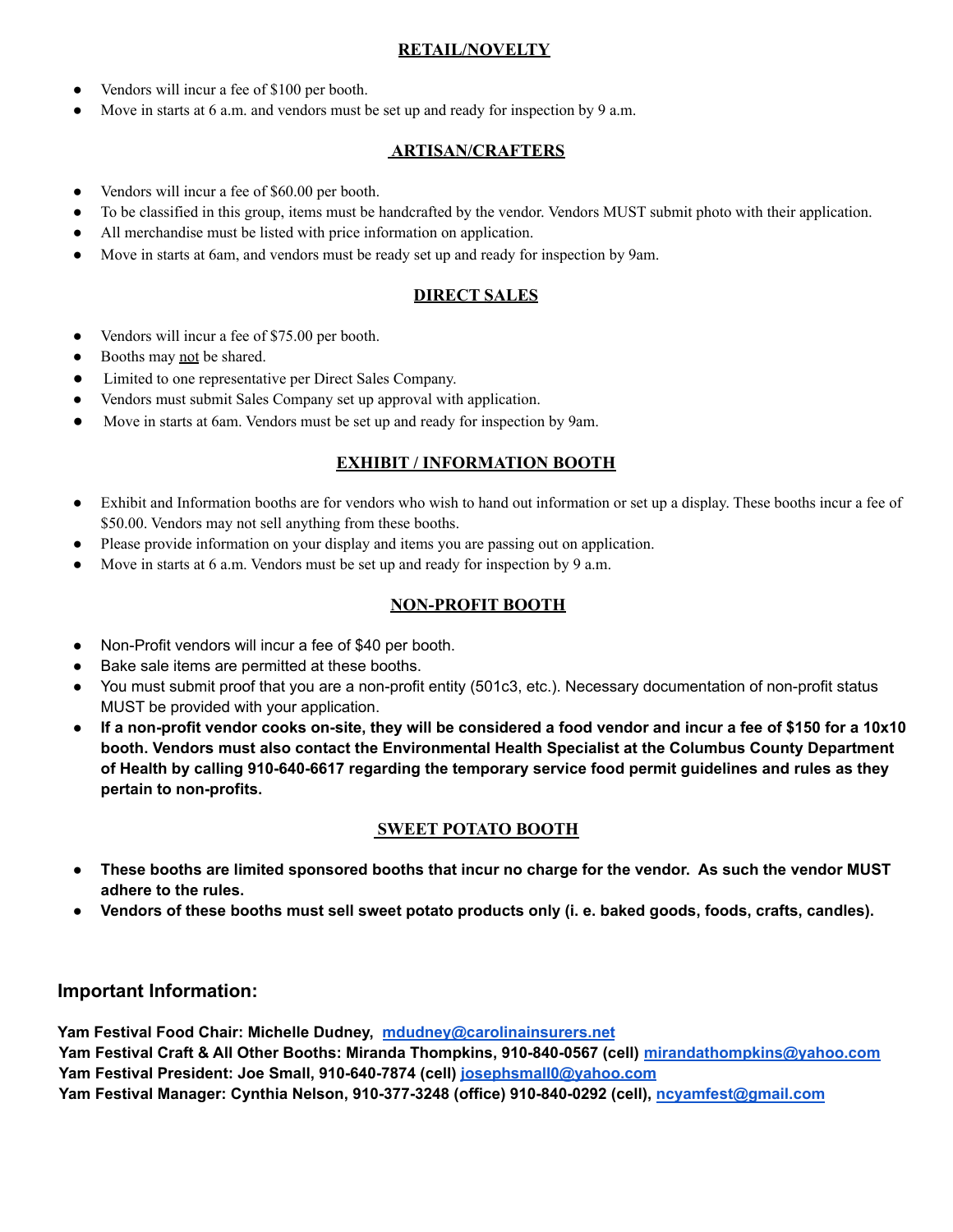## RETAIL/NOVELTY

- Vendors will incur a fee of $100 per booth.
- Move in starts at 6 a.m. and vendors must be set up and ready for inspection by 9 a.m.

## ARTISAN/CRAFTERS

- Vendors will incur a fee of $60.00 per booth.
- To be classified in this group, items must be handcrafted by the vendor. Vendors MUST submit photo with their application.
- All merchandise must be listed with price information on application.
- Move in starts at 6am, and vendors must be ready set up and ready for inspection by 9am.

## DIRECT SALES

- Vendors will incur a fee of $75.00 per booth.
- Booths may not be shared.
- Limited to one representative per Direct Sales Company.
- Vendors must submit Sales Company set up approval with application.
- Move in starts at 6am. Vendors must be set up and ready for inspection by 9am.

## EXHIBIT / INFORMATION BOOTH

- Exhibit and Information booths are for vendors who wish to hand out information or set up a display. These booths incur a fee of $50.00. Vendors may not sell anything from these booths.
- Please provide information on your display and items you are passing out on application.
- Move in starts at 6 a.m. Vendors must be set up and ready for inspection by 9 a.m.

## NON-PROFIT BOOTH

- Non-Profit vendors will incur a fee of $40 per booth.
- Bake sale items are permitted at these booths.
- You must submit proof that you are a non-profit entity (501c3, etc.). Necessary documentation of non-profit status MUST be provided with your application.
- **If a non-profit vendor cooks on-site, they will be considered a food vendor and incur a fee of $150 for a 10x10 booth. Vendors must also contact the Environmental Health Specialist at the Columbus County Department of Health by calling 910-640-6617 regarding the temporary service food permit guidelines and rules as they pertain to non-profits.**

## SWEET POTATO BOOTH

- **These booths are limited sponsored booths that incur no charge for the vendor. As such the vendor MUST adhere to the rules.**
- **Vendors of these booths must sell sweet potato products only (i. e. baked goods, foods, crafts, candles).**

## Important Information:

**Yam Festival Food Chair: Michelle Dudney, mdudney@carolinainsurers.net**
**Yam Festival Craft & All Other Booths: Miranda Thompkins, 910-840-0567 (cell) mirandathompkins@yahoo.com**
**Yam Festival President: Joe Small, 910-640-7874 (cell) josephsmall0@yahoo.com**
**Yam Festival Manager: Cynthia Nelson, 910-377-3248 (office) 910-840-0292 (cell), ncyamfest@gmail.com**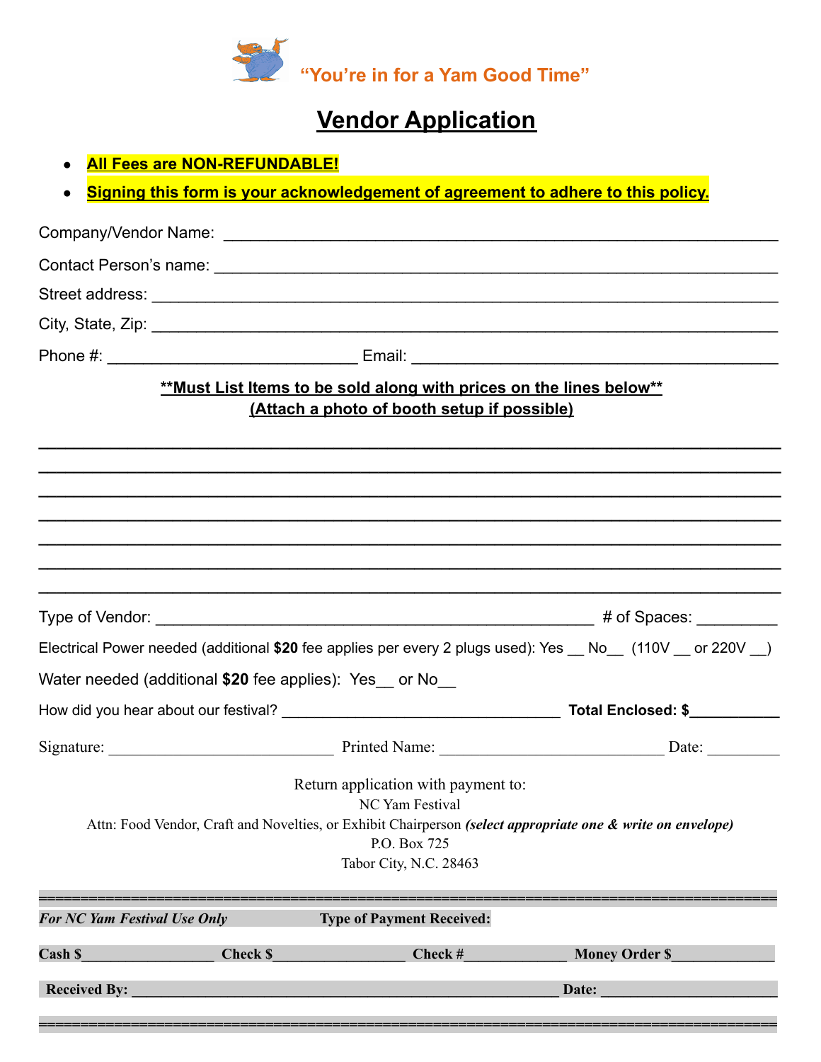**"You're in for a Yam Good Time"**

# Vendor Application

- **All Fees are NON-REFUNDABLE!**
- **Signing this form is your acknowledgement of agreement to adhere to this policy.**

Company/Vendor Name: ____________________________________________________________

Contact Person's name: ____________________________________________________________

Street address: ____________________________________________________________________

City, State, Zip: ___________________________________________________________________

Phone #: ___________________________ Email: ________________________________________

**\*\*Must List Items to be sold along with prices on the lines below\*\***
**(Attach a photo of booth setup if possible)**

_______________________________________________________________________________

_______________________________________________________________________________

_______________________________________________________________________________

_______________________________________________________________________________

_______________________________________________________________________________

_______________________________________________________________________________

_______________________________________________________________________________

Type of Vendor: ______________________________________________ # of Spaces: _________

Electrical Power needed (additional **$20** fee applies per every 2 plugs used): Yes __ No__ (110V __ or 220V __)

Water needed (additional **$20** fee applies): Yes__ or No__

How did you hear about our festival? _________________________________ **Total Enclosed: $__________**

Signature: ____________________________ Printed Name: ____________________________ Date: _________

Return application with payment to:
NC Yam Festival
Attn: Food Vendor, Craft and Novelties, or Exhibit Chairperson ***(select appropriate one & write on envelope)***
P.O. Box 725
Tabor City, N.C. 28463

===============================================================================

***For NC Yam Festival Use Only*** **Type of Payment Received:**

**Cash $**________________ **Check $**________________ **Check #**____________ **Money Order $**_____________

**Received By:** _______________________________________________________ **Date:** _______________________

===============================================================================